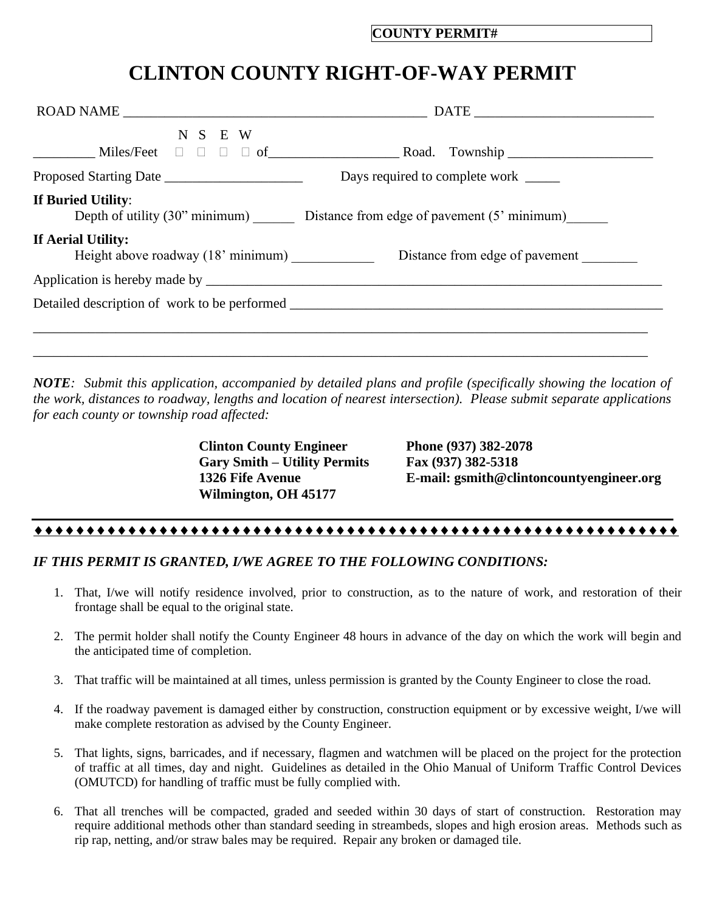**COUNTY PERMIT#**

# CLINTON COUNTY RIGHT-OF-WAY PERMIT

ROAD NAME ____________________________________________ DATE _________________________

_________ Miles/Feet N ☐ S ☐ E ☐ W ☐ of___________________ Road. Township _____________________

Proposed Starting Date ____________________ Days required to complete work _____

**If Buried Utility**:
Depth of utility (30" minimum) ______ Distance from edge of pavement (5' minimum)______

**If Aerial Utility:**
Height above roadway (18' minimum) ____________ Distance from edge of pavement ________

Application is hereby made by ______________________________________________________________________

Detailed description of work to be performed ________________________________________________________

_____________________________________________________________________________________________

_____________________________________________________________________________________________

***NOTE**: Submit this application, accompanied by detailed plans and profile (specifically showing the location of the work, distances to roadway, lengths and location of nearest intersection). Please submit separate applications for each county or township road affected:*

**Clinton County Engineer**
**Gary Smith – Utility Permits**
**1326 Fife Avenue**
**Wilmington, OH 45177**

**Phone (937) 382-2078**
**Fax (937) 382-5318**
**E-mail: gsmith@clintoncountyengineer.org**

♦♦♦♦♦♦♦♦♦♦♦♦♦♦♦♦♦♦♦♦♦♦♦♦♦♦♦♦♦♦♦♦♦♦♦♦♦♦♦♦♦♦♦♦♦♦♦♦♦♦♦♦♦♦♦♦♦♦♦♦♦♦♦♦

***IF THIS PERMIT IS GRANTED, I/WE AGREE TO THE FOLLOWING CONDITIONS:***

1. That, I/we will notify residence involved, prior to construction, as to the nature of work, and restoration of their frontage shall be equal to the original state.

2. The permit holder shall notify the County Engineer 48 hours in advance of the day on which the work will begin and the anticipated time of completion.

3. That traffic will be maintained at all times, unless permission is granted by the County Engineer to close the road.

4. If the roadway pavement is damaged either by construction, construction equipment or by excessive weight, I/we will make complete restoration as advised by the County Engineer.

5. That lights, signs, barricades, and if necessary, flagmen and watchmen will be placed on the project for the protection of traffic at all times, day and night. Guidelines as detailed in the Ohio Manual of Uniform Traffic Control Devices (OMUTCD) for handling of traffic must be fully complied with.

6. That all trenches will be compacted, graded and seeded within 30 days of start of construction. Restoration may require additional methods other than standard seeding in streambeds, slopes and high erosion areas. Methods such as rip rap, netting, and/or straw bales may be required. Repair any broken or damaged tile.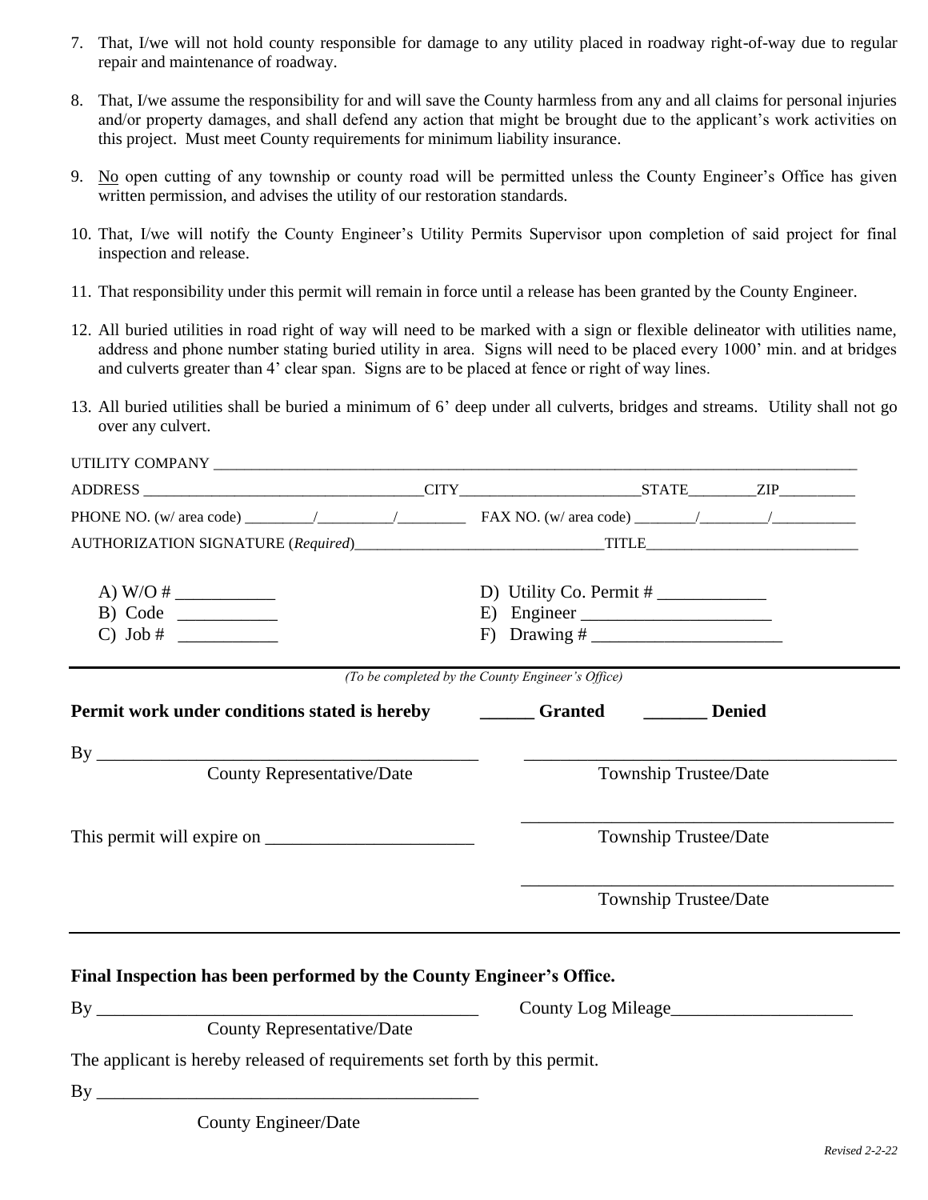7. That, I/we will not hold county responsible for damage to any utility placed in roadway right-of-way due to regular repair and maintenance of roadway.

8. That, I/we assume the responsibility for and will save the County harmless from any and all claims for personal injuries and/or property damages, and shall defend any action that might be brought due to the applicant's work activities on this project. Must meet County requirements for minimum liability insurance.

9. No open cutting of any township or county road will be permitted unless the County Engineer's Office has given written permission, and advises the utility of our restoration standards.

10. That, I/we will notify the County Engineer's Utility Permits Supervisor upon completion of said project for final inspection and release.

11. That responsibility under this permit will remain in force until a release has been granted by the County Engineer.

12. All buried utilities in road right of way will need to be marked with a sign or flexible delineator with utilities name, address and phone number stating buried utility in area. Signs will need to be placed every 1000' min. and at bridges and culverts greater than 4' clear span. Signs are to be placed at fence or right of way lines.

13. All buried utilities shall be buried a minimum of 6' deep under all culverts, bridges and streams. Utility shall not go over any culvert.

UTILITY COMPANY ___________________________________________

ADDRESS ____________________ CITY ____________________ STATE ________ ZIP __________

PHONE NO. (w/ area code) ________/________/________ FAX NO. (w/ area code) ________/________/________

AUTHORIZATION SIGNATURE (*Required*) ____________________ TITLE ____________________

A) W/O # ___________
B) Code ___________
C) Job # ___________

D) Utility Co. Permit # ____________
E) Engineer ____________________
F) Drawing # ____________________

*(To be completed by the County Engineer's Office)*

**Permit work under conditions stated is hereby ______ Granted _______ Denied**

By ________________________________________
County Representative/Date

________________________________________
Township Trustee/Date

This permit will expire on ______________________

________________________________________
Township Trustee/Date

________________________________________
Township Trustee/Date

**Final Inspection has been performed by the County Engineer's Office.**

By ________________________________________
County Representative/Date

County Log Mileage____________________

The applicant is hereby released of requirements set forth by this permit.

By ________________________________________
County Engineer/Date

*Revised 2-2-22*